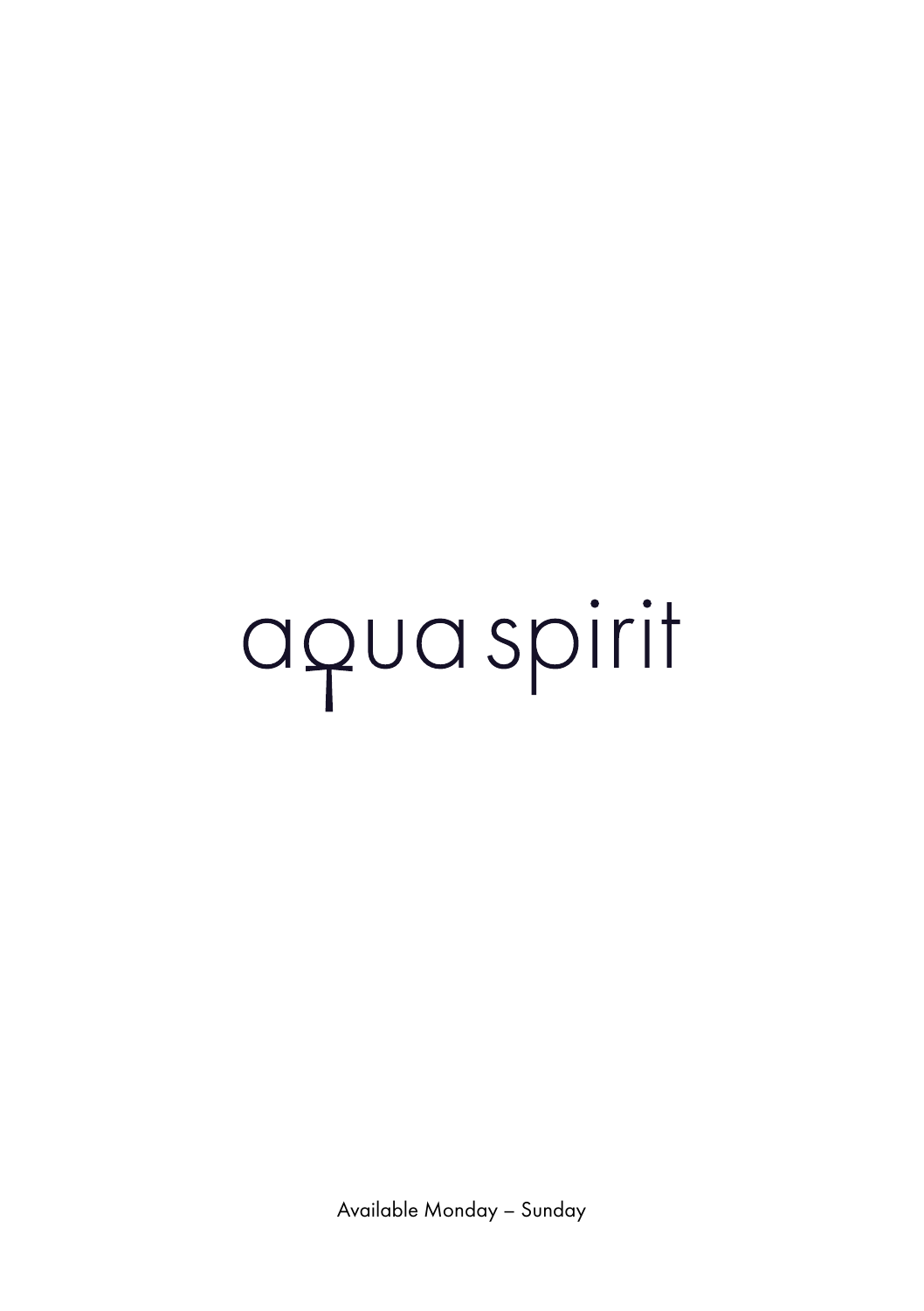# aqua spirit

Available Monday – Sunday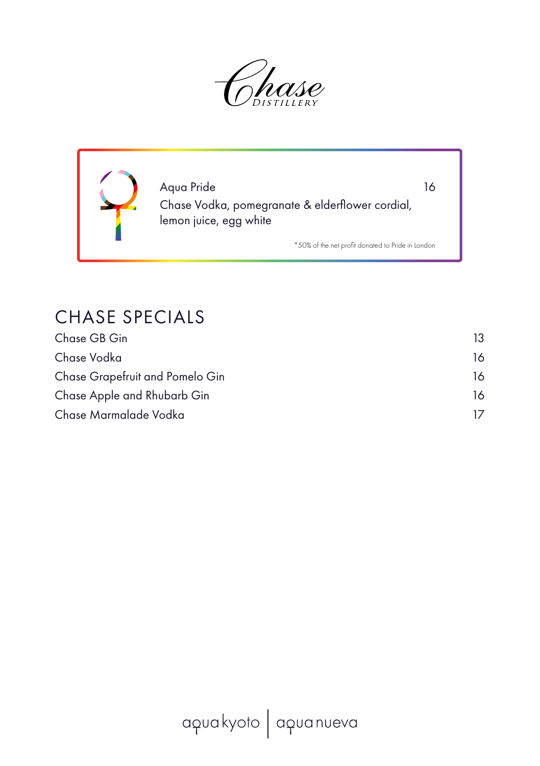Chase DISTILLERY

**Aqua Pride** 16

Chase Vodka, pomegranate & elderflower cordial, lemon juice, egg white

*50% of the net profit donated to Pride in London

## CHASE SPECIALS

| | |
|---|---|
| Chase GB Gin | 13 |
| Chase Vodka | 16 |
| Chase Grapefruit and Pomelo Gin | 16 |
| Chase Apple and Rhubarb Gin | 16 |
| Chase Marmalade Vodka | 17 |

aqua kyoto | aqua nueva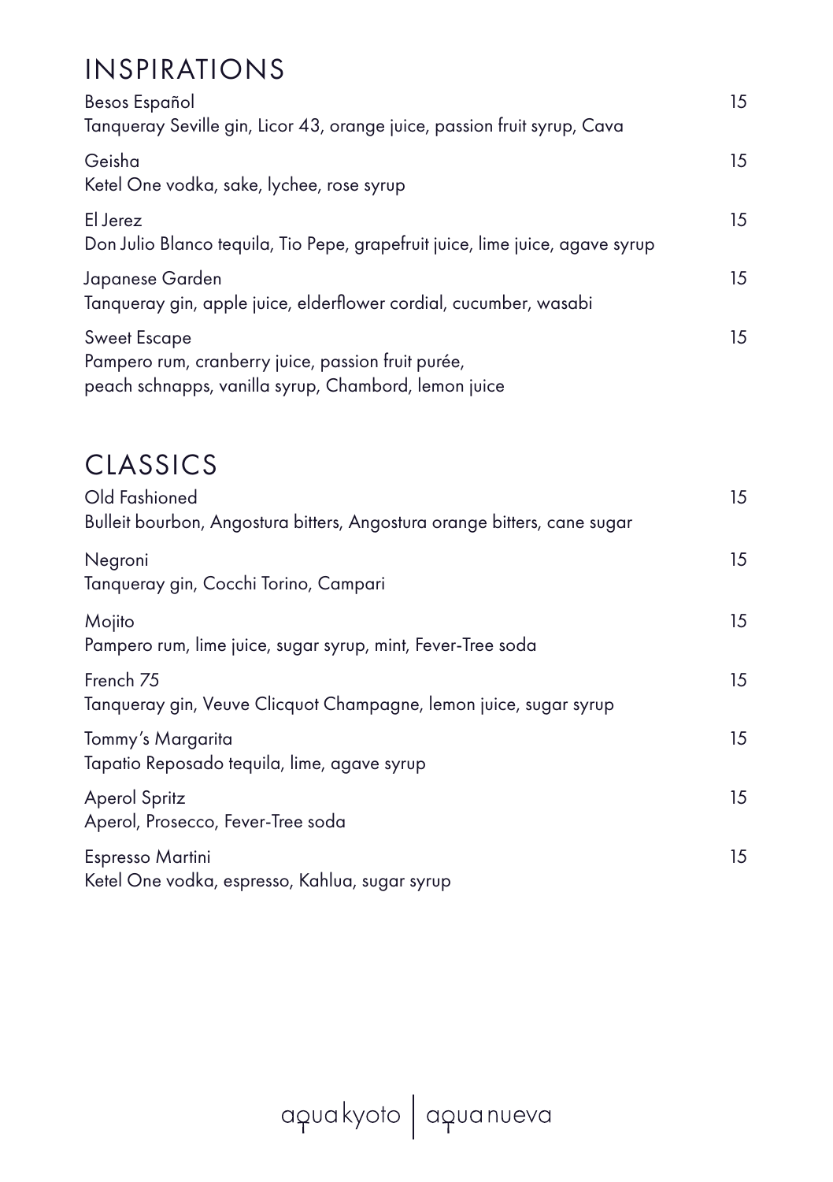## INSPIRATIONS

Besos Español — 15
Tanqueray Seville gin, Licor 43, orange juice, passion fruit syrup, Cava

Geisha — 15
Ketel One vodka, sake, lychee, rose syrup

El Jerez — 15
Don Julio Blanco tequila, Tio Pepe, grapefruit juice, lime juice, agave syrup

Japanese Garden — 15
Tanqueray gin, apple juice, elderflower cordial, cucumber, wasabi

Sweet Escape — 15
Pampero rum, cranberry juice, passion fruit purée,
peach schnapps, vanilla syrup, Chambord, lemon juice

## CLASSICS

Old Fashioned — 15
Bulleit bourbon, Angostura bitters, Angostura orange bitters, cane sugar

Negroni — 15
Tanqueray gin, Cocchi Torino, Campari

Mojito — 15
Pampero rum, lime juice, sugar syrup, mint, Fever-Tree soda

French 75 — 15
Tanqueray gin, Veuve Clicquot Champagne, lemon juice, sugar syrup

Tommy's Margarita — 15
Tapatio Reposado tequila, lime, agave syrup

Aperol Spritz — 15
Aperol, Prosecco, Fever-Tree soda

Espresso Martini — 15
Ketel One vodka, espresso, Kahlua, sugar syrup

aqua kyoto | aqua nueva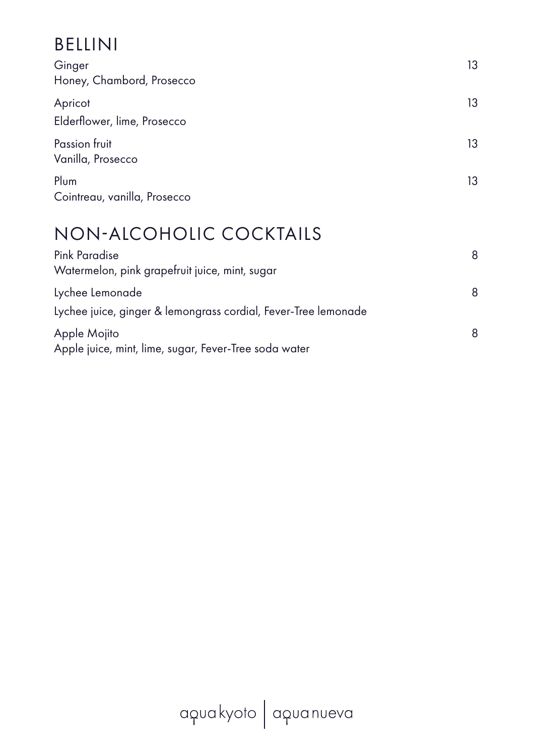## BELLINI

Ginger — 13
Honey, Chambord, Prosecco

Apricot — 13
Elderflower, lime, Prosecco

Passion fruit — 13
Vanilla, Prosecco

Plum — 13
Cointreau, vanilla, Prosecco

## NON-ALCOHOLIC COCKTAILS

Pink Paradise — 8
Watermelon, pink grapefruit juice, mint, sugar

Lychee Lemonade — 8
Lychee juice, ginger & lemongrass cordial, Fever-Tree lemonade

Apple Mojito — 8
Apple juice, mint, lime, sugar, Fever-Tree soda water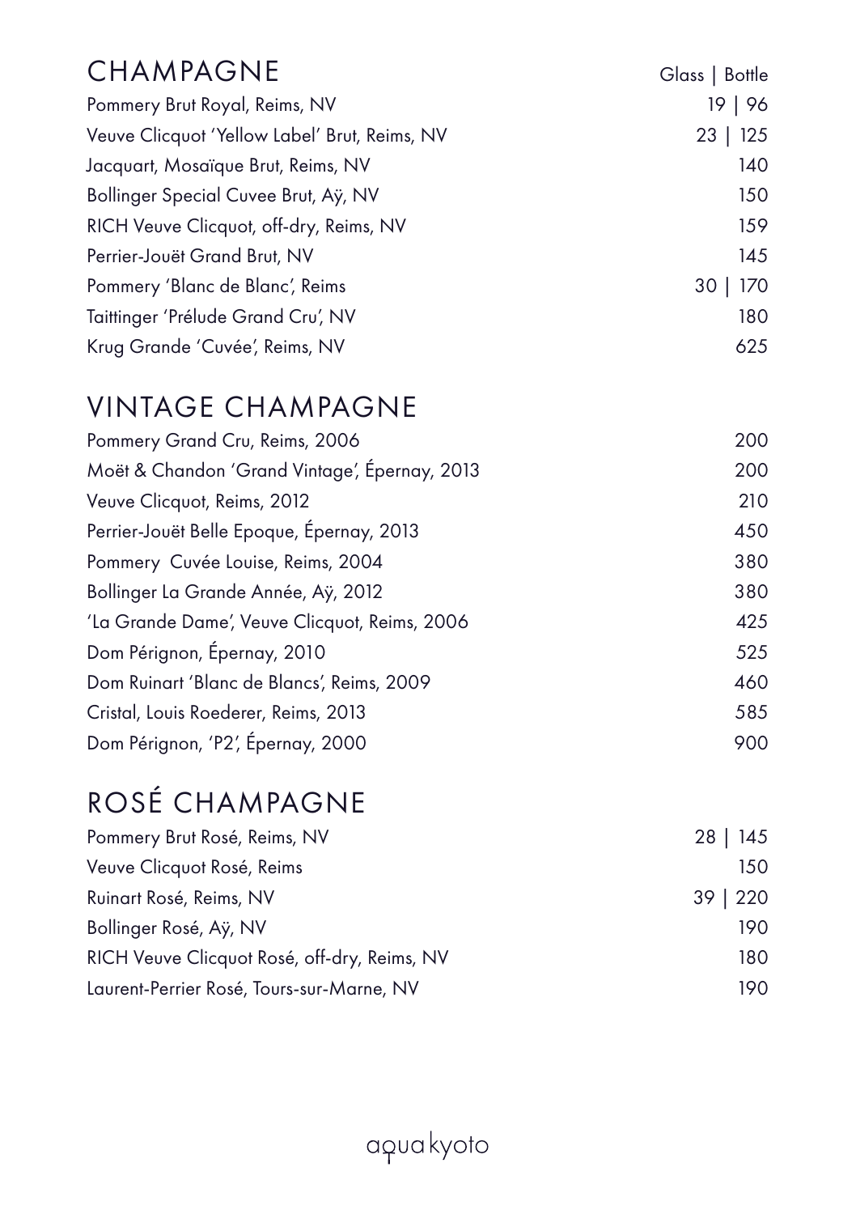## CHAMPAGNE

| | Glass \| Bottle |
|---|---|
| Pommery Brut Royal, Reims, NV | 19 \| 96 |
| Veuve Clicquot 'Yellow Label' Brut, Reims, NV | 23 \| 125 |
| Jacquart, Mosaïque Brut, Reims, NV | 140 |
| Bollinger Special Cuvee Brut, Aÿ, NV | 150 |
| RICH Veuve Clicquot, off-dry, Reims, NV | 159 |
| Perrier-Jouët Grand Brut, NV | 145 |
| Pommery 'Blanc de Blanc', Reims | 30 \| 170 |
| Taittinger 'Prélude Grand Cru', NV | 180 |
| Krug Grande 'Cuvée', Reims, NV | 625 |

## VINTAGE CHAMPAGNE

| | |
|---|---|
| Pommery Grand Cru, Reims, 2006 | 200 |
| Moët & Chandon 'Grand Vintage', Épernay, 2013 | 200 |
| Veuve Clicquot, Reims, 2012 | 210 |
| Perrier-Jouët Belle Epoque, Épernay, 2013 | 450 |
| Pommery Cuvée Louise, Reims, 2004 | 380 |
| Bollinger La Grande Année, Aÿ, 2012 | 380 |
| 'La Grande Dame', Veuve Clicquot, Reims, 2006 | 425 |
| Dom Pérignon, Épernay, 2010 | 525 |
| Dom Ruinart 'Blanc de Blancs', Reims, 2009 | 460 |
| Cristal, Louis Roederer, Reims, 2013 | 585 |
| Dom Pérignon, 'P2', Épernay, 2000 | 900 |

## ROSÉ CHAMPAGNE

| | |
|---|---|
| Pommery Brut Rosé, Reims, NV | 28 \| 145 |
| Veuve Clicquot Rosé, Reims | 150 |
| Ruinart Rosé, Reims, NV | 39 \| 220 |
| Bollinger Rosé, Aÿ, NV | 190 |
| RICH Veuve Clicquot Rosé, off-dry, Reims, NV | 180 |
| Laurent-Perrier Rosé, Tours-sur-Marne, NV | 190 |

aqua kyoto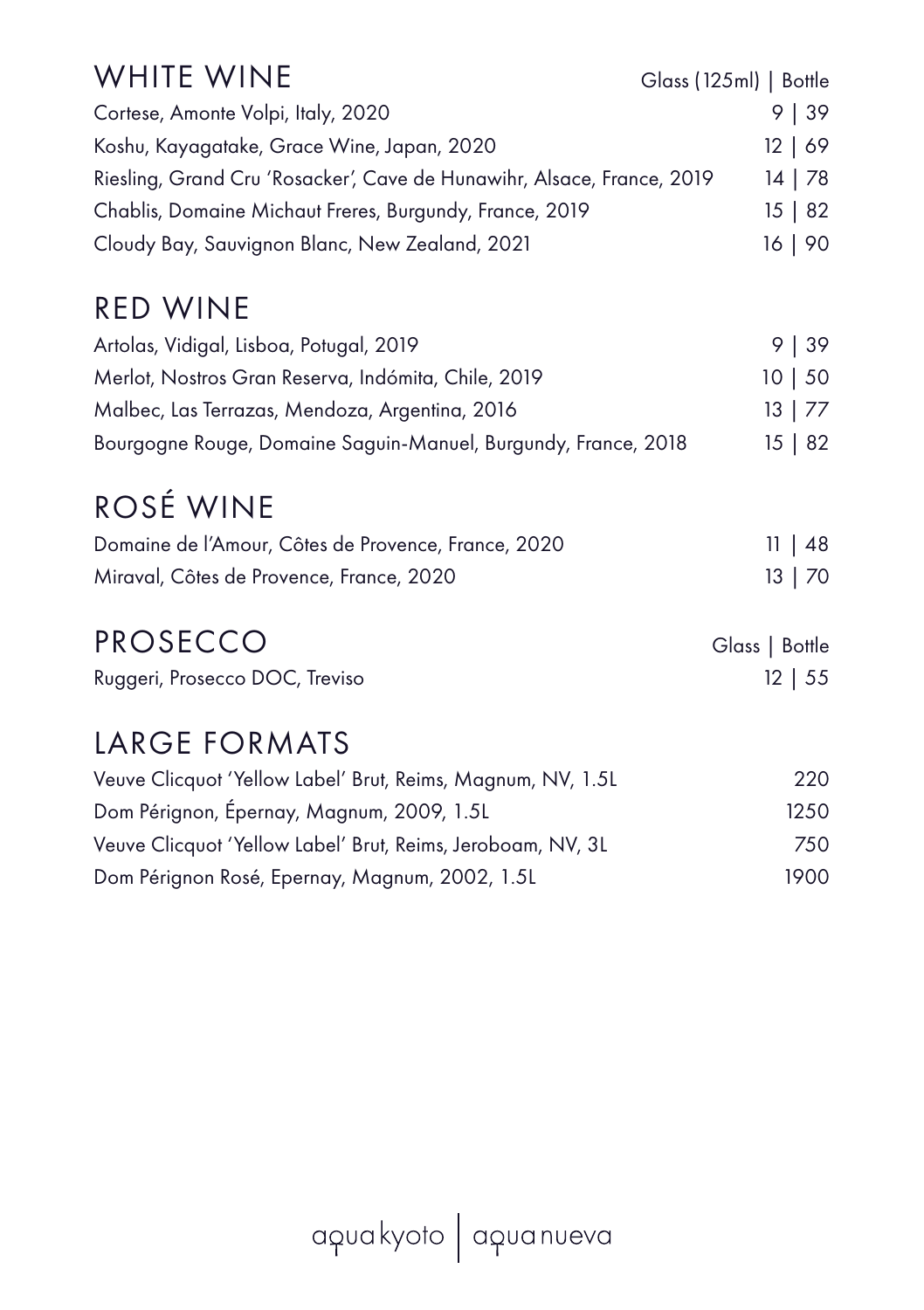## WHITE WINE

| | Glass (125ml) \| Bottle |
|---|---|
| Cortese, Amonte Volpi, Italy, 2020 | 9 \| 39 |
| Koshu, Kayagatake, Grace Wine, Japan, 2020 | 12 \| 69 |
| Riesling, Grand Cru 'Rosacker', Cave de Hunawihr, Alsace, France, 2019 | 14 \| 78 |
| Chablis, Domaine Michaut Freres, Burgundy, France, 2019 | 15 \| 82 |
| Cloudy Bay, Sauvignon Blanc, New Zealand, 2021 | 16 \| 90 |

## RED WINE

| | |
|---|---|
| Artolas, Vidigal, Lisboa, Potugal, 2019 | 9 \| 39 |
| Merlot, Nostros Gran Reserva, Indómita, Chile, 2019 | 10 \| 50 |
| Malbec, Las Terrazas, Mendoza, Argentina, 2016 | 13 \| 77 |
| Bourgogne Rouge, Domaine Saguin-Manuel, Burgundy, France, 2018 | 15 \| 82 |

## ROSÉ WINE

| | |
|---|---|
| Domaine de l'Amour, Côtes de Provence, France, 2020 | 11 \| 48 |
| Miraval, Côtes de Provence, France, 2020 | 13 \| 70 |

## PROSECCO

| | Glass \| Bottle |
|---|---|
| Ruggeri, Prosecco DOC, Treviso | 12 \| 55 |

## LARGE FORMATS

| | |
|---|---|
| Veuve Clicquot 'Yellow Label' Brut, Reims, Magnum, NV, 1.5L | 220 |
| Dom Pérignon, Épernay, Magnum, 2009, 1.5L | 1250 |
| Veuve Clicquot 'Yellow Label' Brut, Reims, Jeroboam, NV, 3L | 750 |
| Dom Pérignon Rosé, Epernay, Magnum, 2002, 1.5L | 1900 |

aqua kyoto | aqua nueva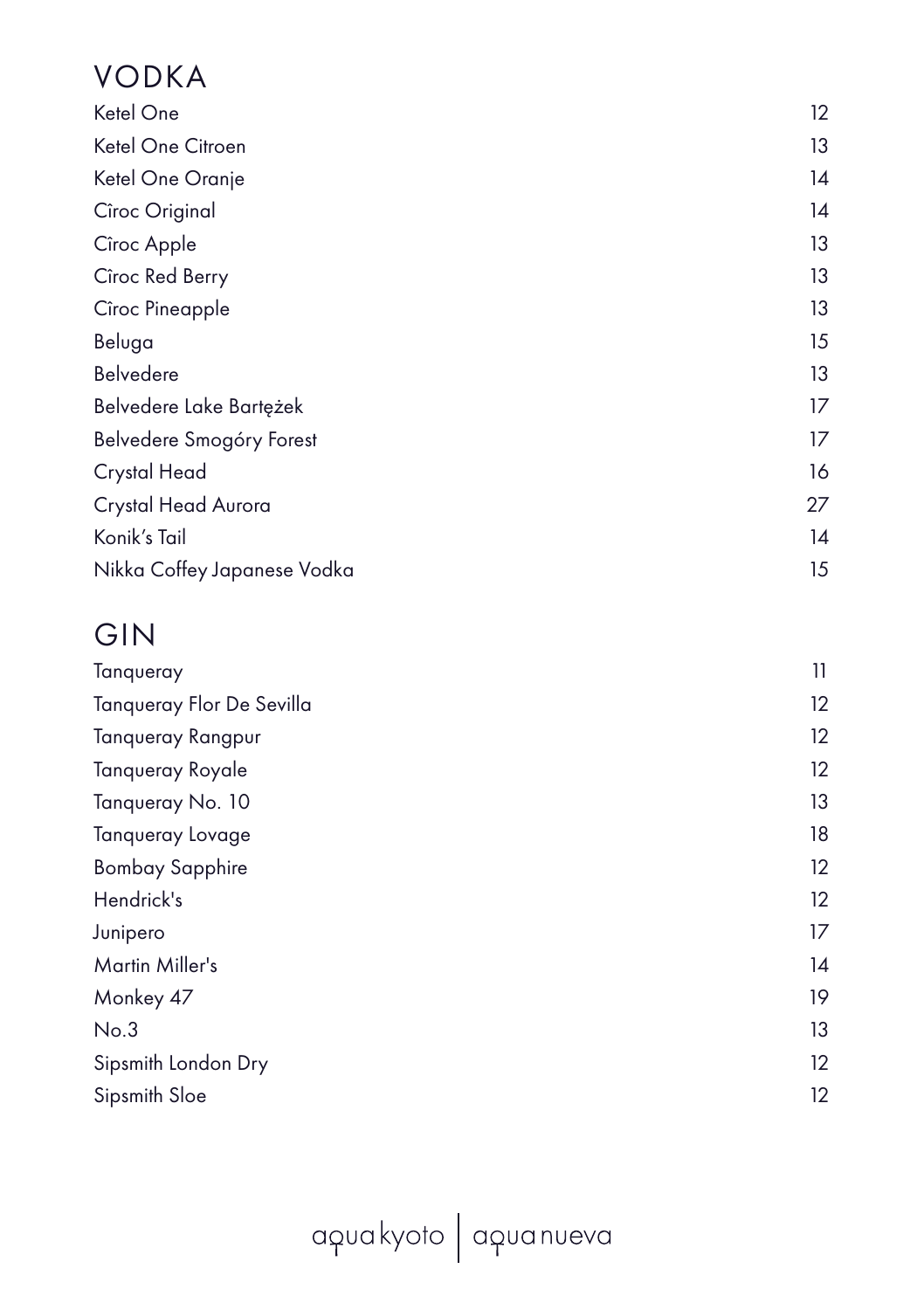# VODKA

| | |
|---|---|
| Ketel One | 12 |
| Ketel One Citroen | 13 |
| Ketel One Oranje | 14 |
| Cîroc Original | 14 |
| Cîroc Apple | 13 |
| Cîroc Red Berry | 13 |
| Cîroc Pineapple | 13 |
| Beluga | 15 |
| Belvedere | 13 |
| Belvedere Lake Bartężek | 17 |
| Belvedere Smogóry Forest | 17 |
| Crystal Head | 16 |
| Crystal Head Aurora | 27 |
| Konik's Tail | 14 |
| Nikka Coffey Japanese Vodka | 15 |

# GIN

| | |
|---|---|
| Tanqueray | 11 |
| Tanqueray Flor De Sevilla | 12 |
| Tanqueray Rangpur | 12 |
| Tanqueray Royale | 12 |
| Tanqueray No. 10 | 13 |
| Tanqueray Lovage | 18 |
| Bombay Sapphire | 12 |
| Hendrick's | 12 |
| Junipero | 17 |
| Martin Miller's | 14 |
| Monkey 47 | 19 |
| No.3 | 13 |
| Sipsmith London Dry | 12 |
| Sipsmith Sloe | 12 |

aqua kyoto | aqua nueva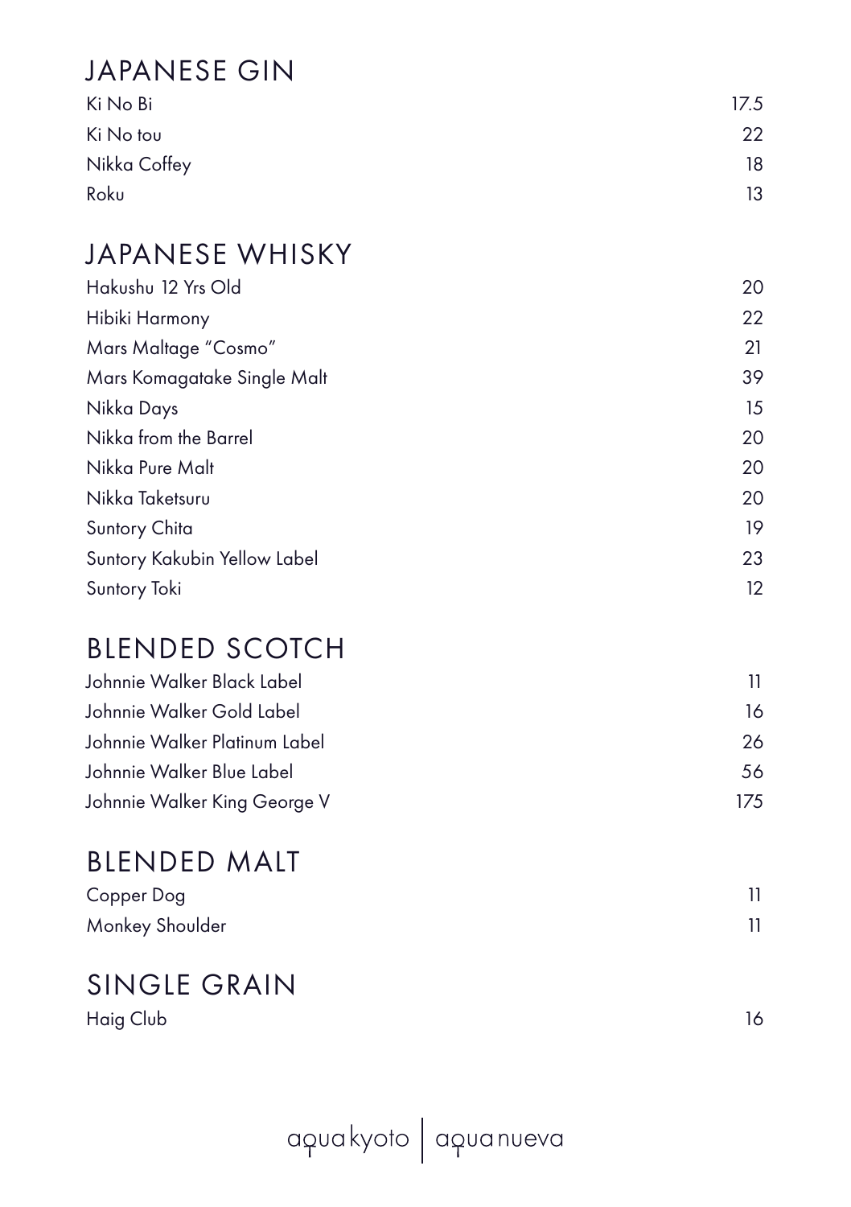## JAPANESE GIN

| | |
|---|---|
| Ki No Bi | 17.5 |
| Ki No tou | 22 |
| Nikka Coffey | 18 |
| Roku | 13 |

## JAPANESE WHISKY

| | |
|---|---|
| Hakushu 12 Yrs Old | 20 |
| Hibiki Harmony | 22 |
| Mars Maltage "Cosmo" | 21 |
| Mars Komagatake Single Malt | 39 |
| Nikka Days | 15 |
| Nikka from the Barrel | 20 |
| Nikka Pure Malt | 20 |
| Nikka Taketsuru | 20 |
| Suntory Chita | 19 |
| Suntory Kakubin Yellow Label | 23 |
| Suntory Toki | 12 |

## BLENDED SCOTCH

| | |
|---|---|
| Johnnie Walker Black Label | 11 |
| Johnnie Walker Gold Label | 16 |
| Johnnie Walker Platinum Label | 26 |
| Johnnie Walker Blue Label | 56 |
| Johnnie Walker King George V | 175 |

## BLENDED MALT

| | |
|---|---|
| Copper Dog | 11 |
| Monkey Shoulder | 11 |

## SINGLE GRAIN

| | |
|---|---|
| Haig Club | 16 |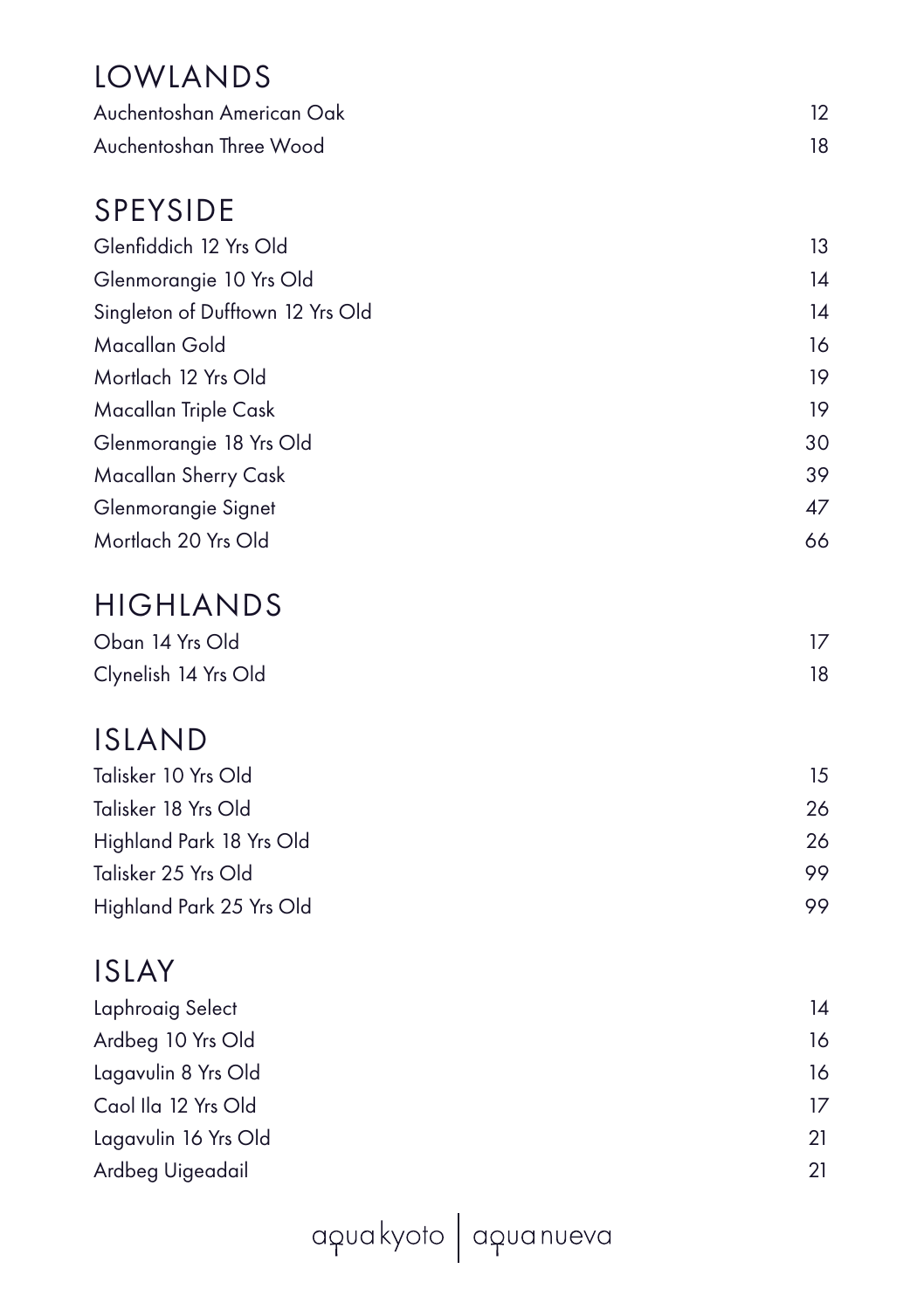## LOWLANDS

| | |
|---|---|
| Auchentoshan American Oak | 12 |
| Auchentoshan Three Wood | 18 |

## SPEYSIDE

| | |
|---|---|
| Glenfiddich 12 Yrs Old | 13 |
| Glenmorangie 10 Yrs Old | 14 |
| Singleton of Dufftown 12 Yrs Old | 14 |
| Macallan Gold | 16 |
| Mortlach 12 Yrs Old | 19 |
| Macallan Triple Cask | 19 |
| Glenmorangie 18 Yrs Old | 30 |
| Macallan Sherry Cask | 39 |
| Glenmorangie Signet | 47 |
| Mortlach 20 Yrs Old | 66 |

## HIGHLANDS

| | |
|---|---|
| Oban 14 Yrs Old | 17 |
| Clynelish 14 Yrs Old | 18 |

## ISLAND

| | |
|---|---|
| Talisker 10 Yrs Old | 15 |
| Talisker 18 Yrs Old | 26 |
| Highland Park 18 Yrs Old | 26 |
| Talisker 25 Yrs Old | 99 |
| Highland Park 25 Yrs Old | 99 |

## ISLAY

| | |
|---|---|
| Laphroaig Select | 14 |
| Ardbeg 10 Yrs Old | 16 |
| Lagavulin 8 Yrs Old | 16 |
| Caol Ila 12 Yrs Old | 17 |
| Lagavulin 16 Yrs Old | 21 |
| Ardbeg Uigeadail | 21 |

aqua kyoto | aqua nueva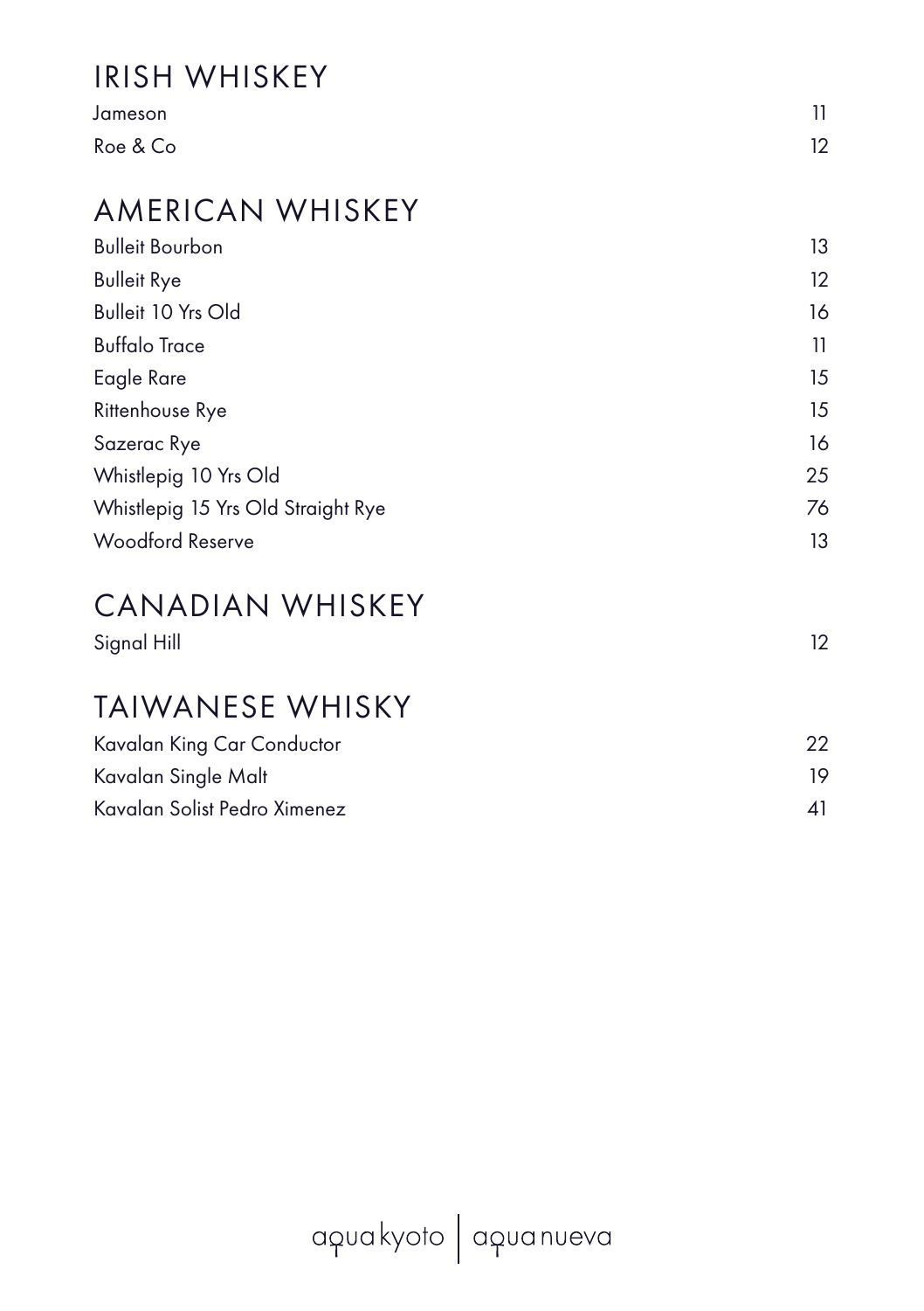## IRISH WHISKEY

| | |
|---|---|
| Jameson | 11 |
| Roe & Co | 12 |

## AMERICAN WHISKEY

| | |
|---|---|
| Bulleit Bourbon | 13 |
| Bulleit Rye | 12 |
| Bulleit 10 Yrs Old | 16 |
| Buffalo Trace | 11 |
| Eagle Rare | 15 |
| Rittenhouse Rye | 15 |
| Sazerac Rye | 16 |
| Whistlepig 10 Yrs Old | 25 |
| Whistlepig 15 Yrs Old Straight Rye | 76 |
| Woodford Reserve | 13 |

## CANADIAN WHISKEY

| | |
|---|---|
| Signal Hill | 12 |

## TAIWANESE WHISKY

| | |
|---|---|
| Kavalan King Car Conductor | 22 |
| Kavalan Single Malt | 19 |
| Kavalan Solist Pedro Ximenez | 41 |

aqua kyoto | aqua nueva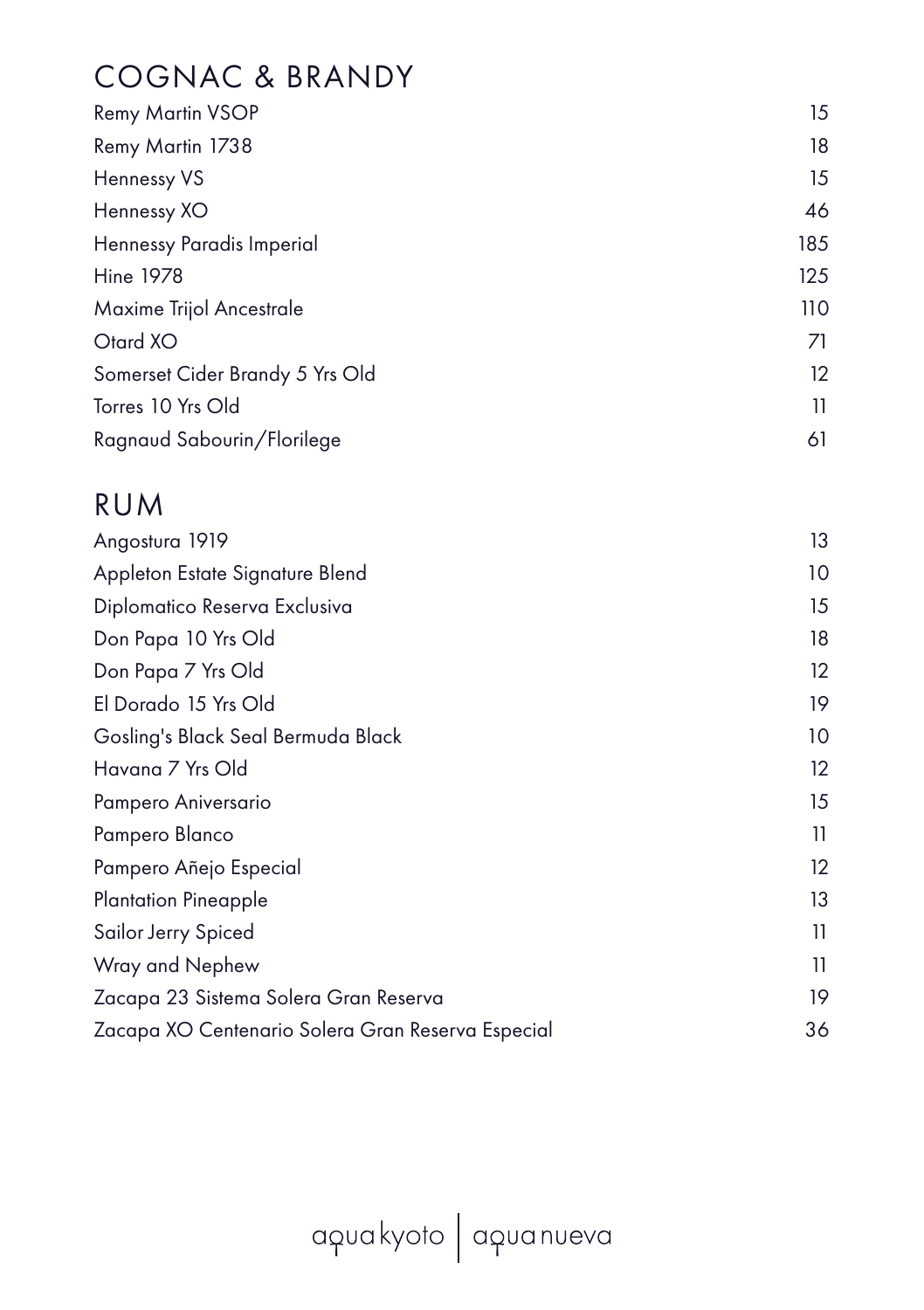## COGNAC & BRANDY

| | |
|---|---|
| Remy Martin VSOP | 15 |
| Remy Martin 1738 | 18 |
| Hennessy VS | 15 |
| Hennessy XO | 46 |
| Hennessy Paradis Imperial | 185 |
| Hine 1978 | 125 |
| Maxime Trijol Ancestrale | 110 |
| Otard XO | 71 |
| Somerset Cider Brandy 5 Yrs Old | 12 |
| Torres 10 Yrs Old | 11 |
| Ragnaud Sabourin/Florilege | 61 |

## RUM

| | |
|---|---|
| Angostura 1919 | 13 |
| Appleton Estate Signature Blend | 10 |
| Diplomatico Reserva Exclusiva | 15 |
| Don Papa 10 Yrs Old | 18 |
| Don Papa 7 Yrs Old | 12 |
| El Dorado 15 Yrs Old | 19 |
| Gosling's Black Seal Bermuda Black | 10 |
| Havana 7 Yrs Old | 12 |
| Pampero Aniversario | 15 |
| Pampero Blanco | 11 |
| Pampero Añejo Especial | 12 |
| Plantation Pineapple | 13 |
| Sailor Jerry Spiced | 11 |
| Wray and Nephew | 11 |
| Zacapa 23 Sistema Solera Gran Reserva | 19 |
| Zacapa XO Centenario Solera Gran Reserva Especial | 36 |

aqua kyoto | aqua nueva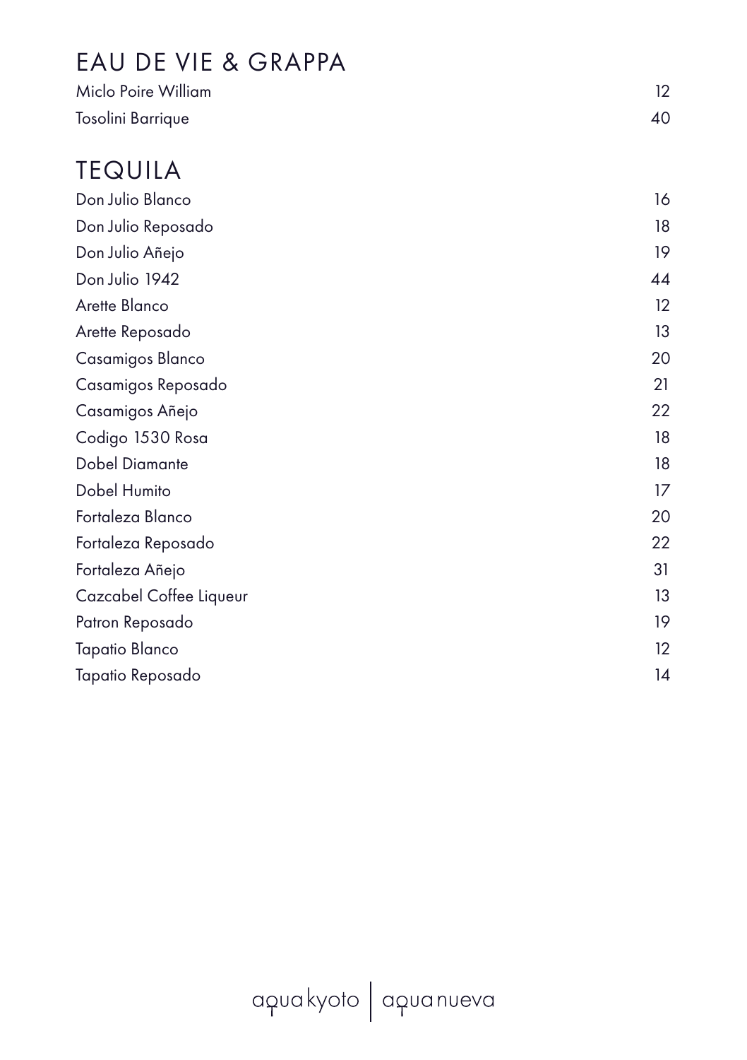## EAU DE VIE & GRAPPA

| | |
|---|---|
| Miclo Poire William | 12 |
| Tosolini Barrique | 40 |

## TEQUILA

| | |
|---|---|
| Don Julio Blanco | 16 |
| Don Julio Reposado | 18 |
| Don Julio Añejo | 19 |
| Don Julio 1942 | 44 |
| Arette Blanco | 12 |
| Arette Reposado | 13 |
| Casamigos Blanco | 20 |
| Casamigos Reposado | 21 |
| Casamigos Añejo | 22 |
| Codigo 1530 Rosa | 18 |
| Dobel Diamante | 18 |
| Dobel Humito | 17 |
| Fortaleza Blanco | 20 |
| Fortaleza Reposado | 22 |
| Fortaleza Añejo | 31 |
| Cazcabel Coffee Liqueur | 13 |
| Patron Reposado | 19 |
| Tapatio Blanco | 12 |
| Tapatio Reposado | 14 |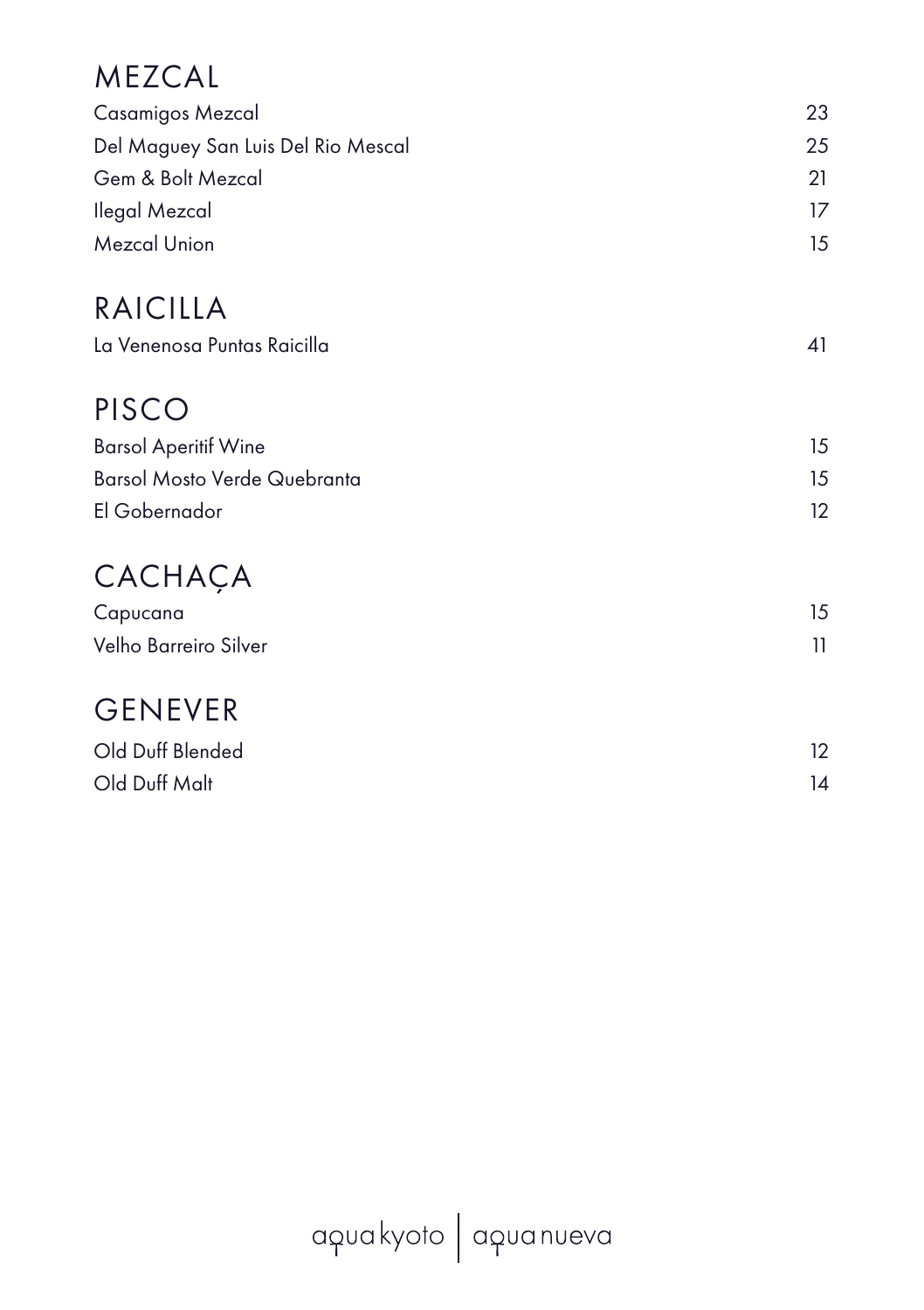## MEZCAL

| | |
|---|---|
| Casamigos Mezcal | 23 |
| Del Maguey San Luis Del Rio Mescal | 25 |
| Gem & Bolt Mezcal | 21 |
| Ilegal Mezcal | 17 |
| Mezcal Union | 15 |

## RAICILLA

| | |
|---|---|
| La Venenosa Puntas Raicilla | 41 |

## PISCO

| | |
|---|---|
| Barsol Aperitif Wine | 15 |
| Barsol Mosto Verde Quebranta | 15 |
| El Gobernador | 12 |

## CACHAÇA

| | |
|---|---|
| Capucana | 15 |
| Velho Barreiro Silver | 11 |

## GENEVER

| | |
|---|---|
| Old Duff Blended | 12 |
| Old Duff Malt | 14 |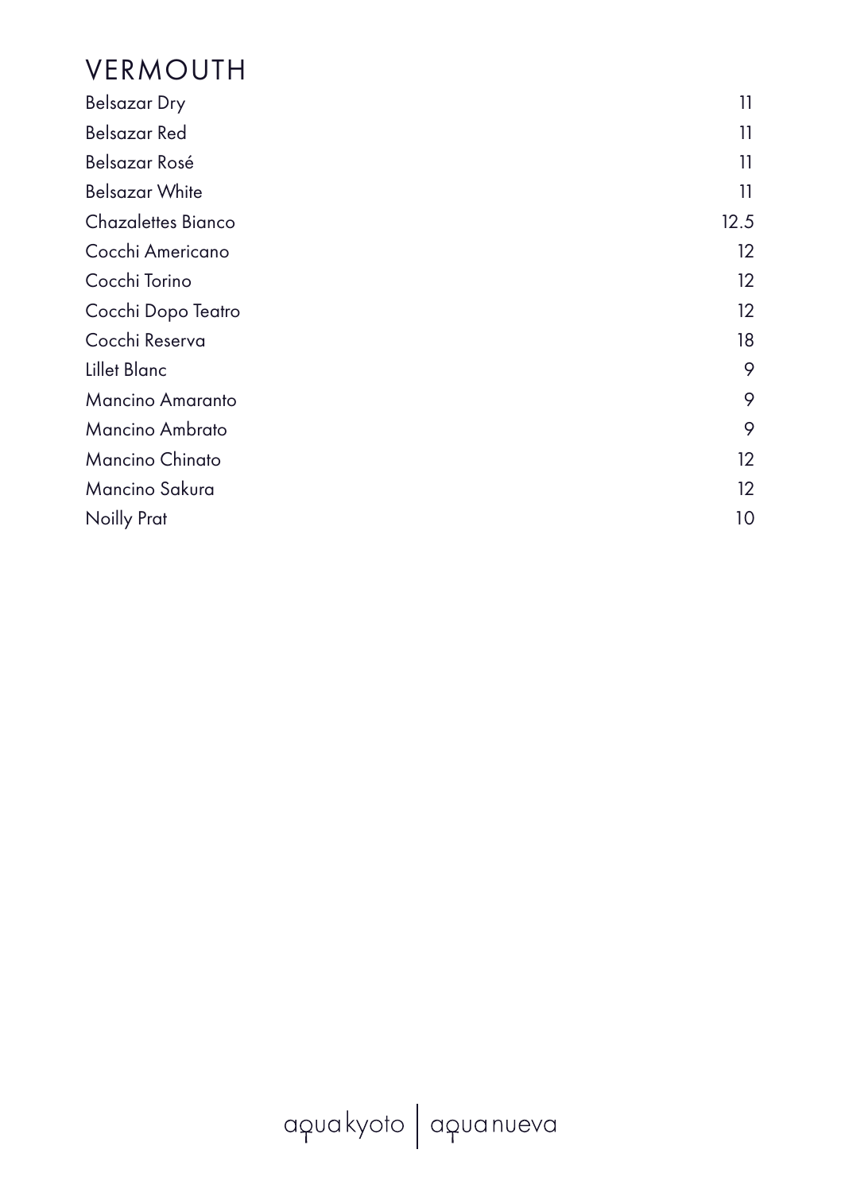# VERMOUTH

| | |
|---|---|
| Belsazar Dry | 11 |
| Belsazar Red | 11 |
| Belsazar Rosé | 11 |
| Belsazar White | 11 |
| Chazalettes Bianco | 12.5 |
| Cocchi Americano | 12 |
| Cocchi Torino | 12 |
| Cocchi Dopo Teatro | 12 |
| Cocchi Reserva | 18 |
| Lillet Blanc | 9 |
| Mancino Amaranto | 9 |
| Mancino Ambrato | 9 |
| Mancino Chinato | 12 |
| Mancino Sakura | 12 |
| Noilly Prat | 10 |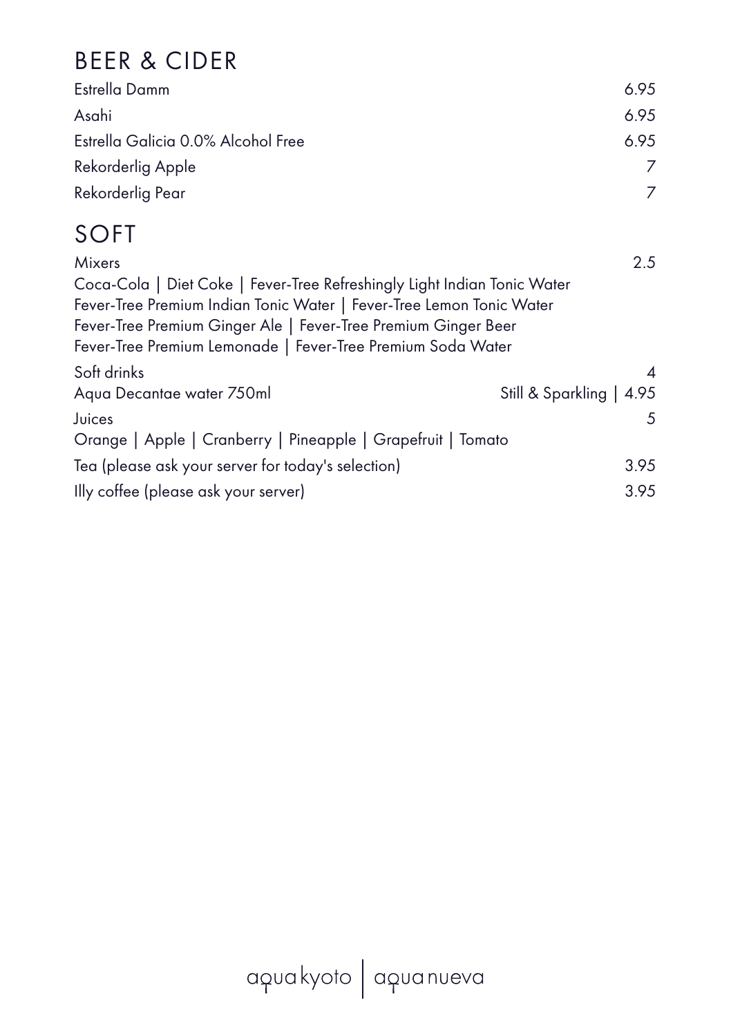## BEER & CIDER

| Item | Price |
|---|---|
| Estrella Damm | 6.95 |
| Asahi | 6.95 |
| Estrella Galicia 0.0% Alcohol Free | 6.95 |
| Rekorderlig Apple | 7 |
| Rekorderlig Pear | 7 |

## SOFT

| Item | Price |
|---|---|
| Mixers | 2.5 |

Coca-Cola | Diet Coke | Fever-Tree Refreshingly Light Indian Tonic Water
Fever-Tree Premium Indian Tonic Water | Fever-Tree Lemon Tonic Water
Fever-Tree Premium Ginger Ale | Fever-Tree Premium Ginger Beer
Fever-Tree Premium Lemonade | Fever-Tree Premium Soda Water

| Item | Price |
|---|---|
| Soft drinks | 4 |
| Aqua Decantae water 750ml | Still & Sparkling \| 4.95 |
| Juices | 5 |

Orange | Apple | Cranberry | Pineapple | Grapefruit | Tomato

| Item | Price |
|---|---|
| Tea (please ask your server for today's selection) | 3.95 |
| Illy coffee (please ask your server) | 3.95 |

aqua kyoto | aqua nueva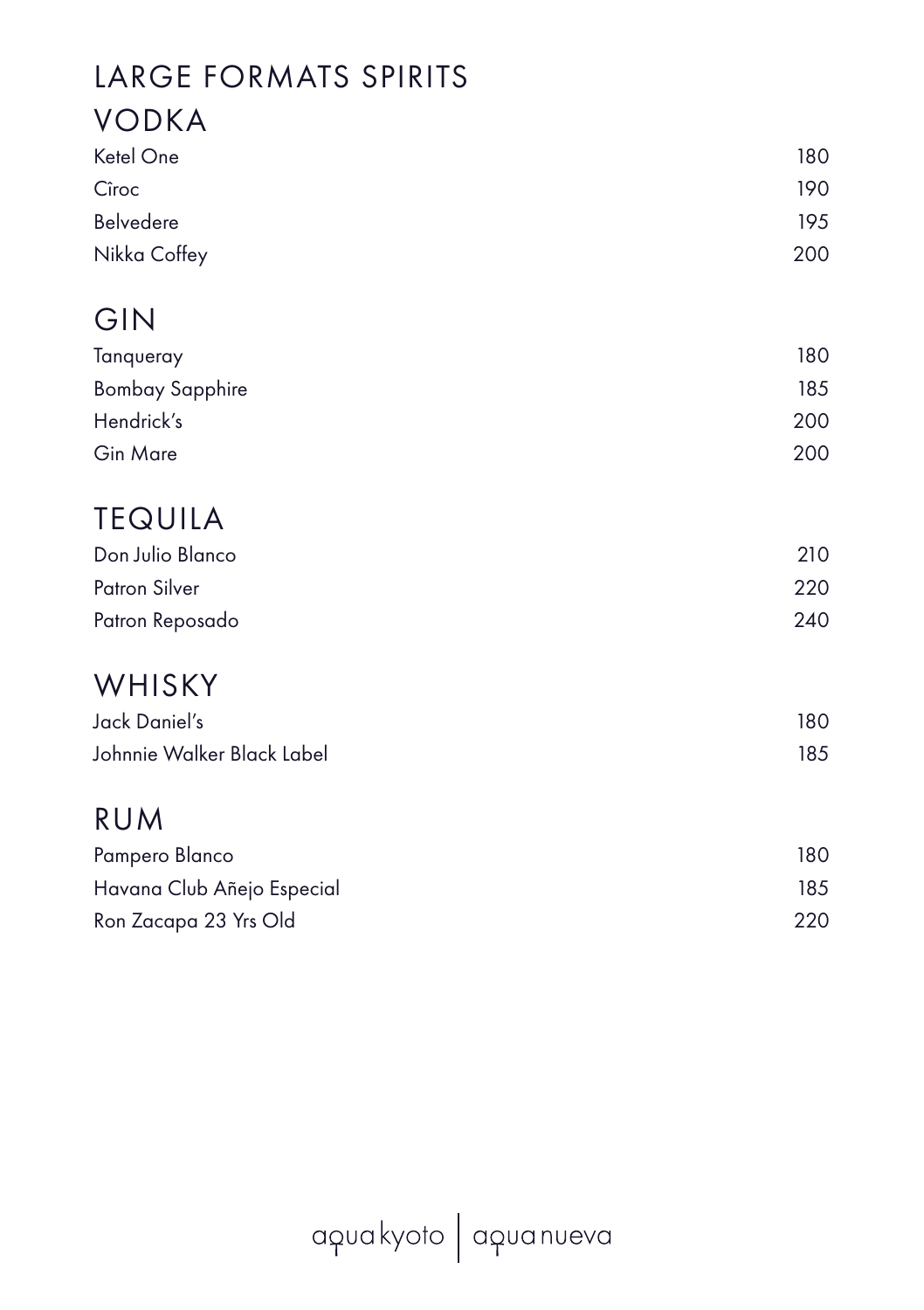# LARGE FORMATS SPIRITS

## VODKA

| | |
|---|---|
| Ketel One | 180 |
| Cîroc | 190 |
| Belvedere | 195 |
| Nikka Coffey | 200 |

## GIN

| | |
|---|---|
| Tanqueray | 180 |
| Bombay Sapphire | 185 |
| Hendrick's | 200 |
| Gin Mare | 200 |

## TEQUILA

| | |
|---|---|
| Don Julio Blanco | 210 |
| Patron Silver | 220 |
| Patron Reposado | 240 |

## WHISKY

| | |
|---|---|
| Jack Daniel's | 180 |
| Johnnie Walker Black Label | 185 |

## RUM

| | |
|---|---|
| Pampero Blanco | 180 |
| Havana Club Añejo Especial | 185 |
| Ron Zacapa 23 Yrs Old | 220 |

aqua kyoto | aqua nueva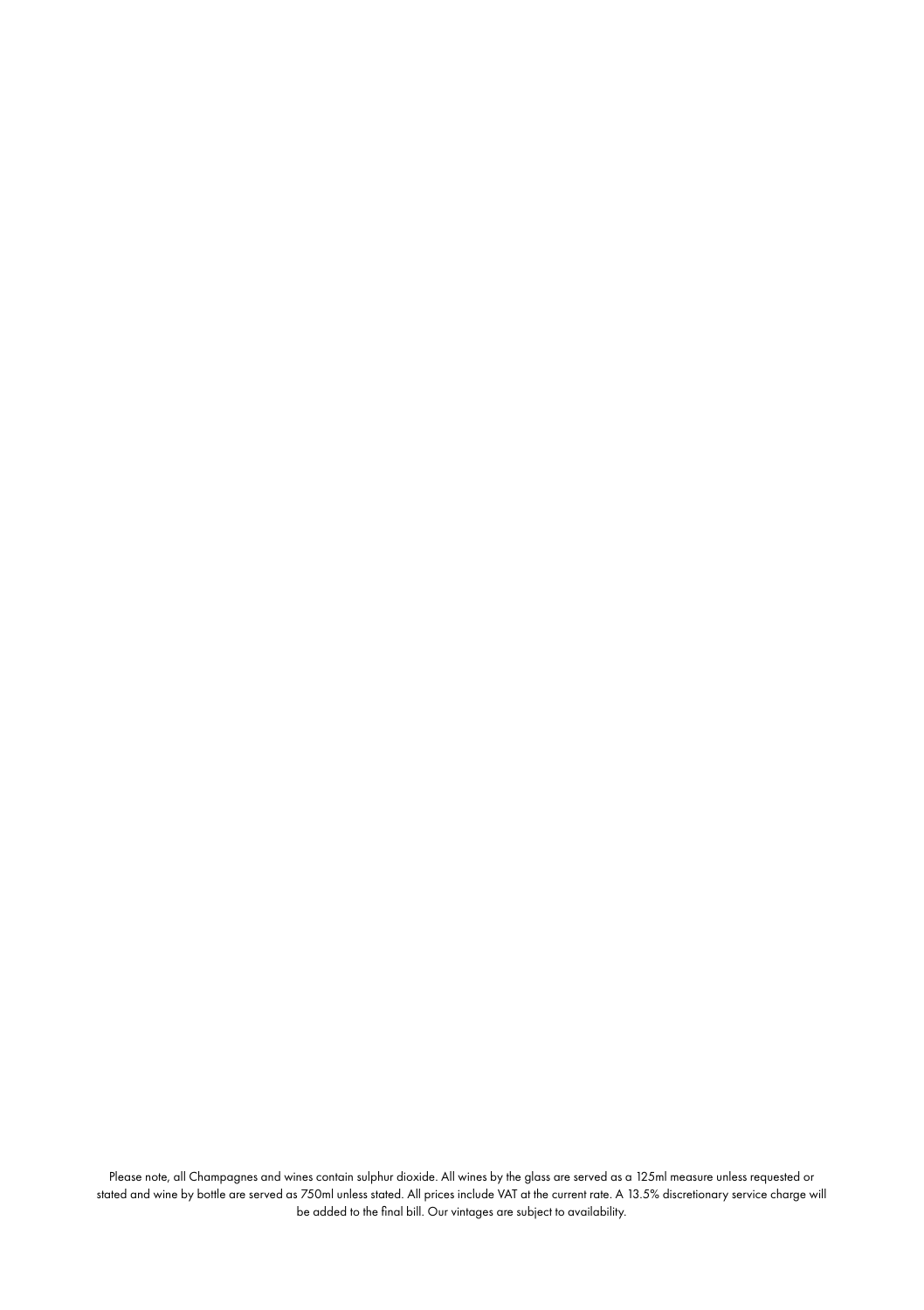Please note, all Champagnes and wines contain sulphur dioxide. All wines by the glass are served as a 125ml measure unless requested or stated and wine by bottle are served as 750ml unless stated. All prices include VAT at the current rate. A 13.5% discretionary service charge will be added to the final bill. Our vintages are subject to availability.